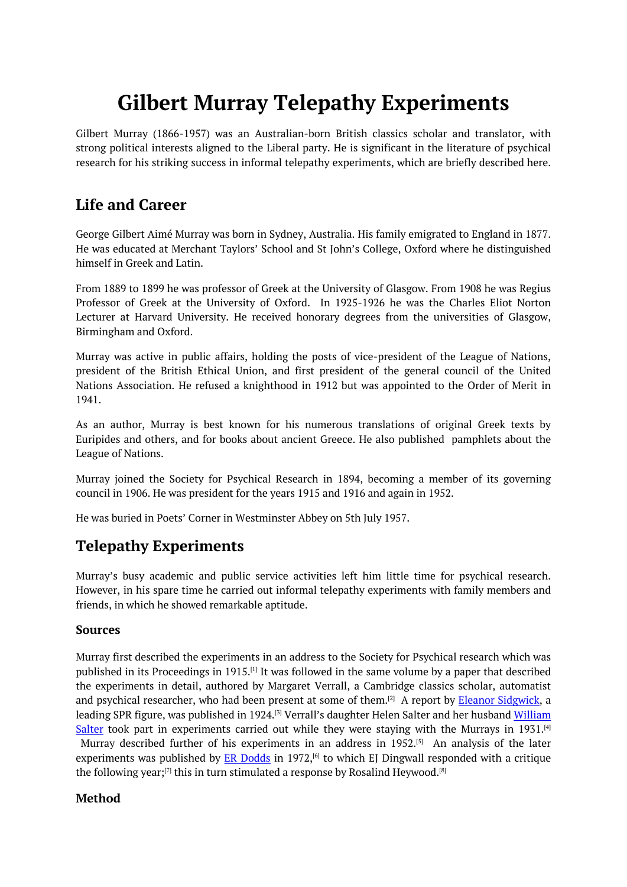# Gilbert Murray Telepathy Experiments

Gilbert Murray (1866-1957) was an Australian-born British classics scholar and translator, with strong political interests aligned to the Liberal party. He is significant in the literature of psychical research for his striking success in informal telepathy experiments, which are briefly described here.

## Life and Career

George Gilbert Aimé Murray was born in Sydney, Australia. His family emigrated to England in 1877. He was educated at Merchant Taylors' School and St John's College, Oxford where he distinguished himself in Greek and Latin.

From 1889 to 1899 he was professor of Greek at the University of Glasgow. From 1908 he was Regius Professor of Greek at the University of Oxford. In 1925-1926 he was the Charles Eliot Norton Lecturer at Harvard University. He received honorary degrees from the universities of Glasgow, Birmingham and Oxford.

Murray was active in public affairs, holding the posts of vice-president of the League of Nations, president of the British Ethical Union, and first president of the general council of the United Nations Association. He refused a knighthood in 1912 but was appointed to the Order of Merit in 1941.

As an author, Murray is best known for his numerous translations of original Greek texts by Euripides and others, and for books about ancient Greece. He also published pamphlets about the League of Nations.

Murray joined the Society for Psychical Research in 1894, becoming a member of its governing council in 1906. He was president for the years 1915 and 1916 and again in 1952.

He was buried in Poets' Corner in Westminster Abbey on 5th July 1957.

## Telepathy Experiments

Murray's busy academic and public service activities left him little time for psychical research. However, in his spare time he carried out informal telepathy experiments with family members and friends, in which he showed remarkable aptitude.

### Sources

Murray first described the experiments in an address to the Society for Psychical research which was published in its Proceedings in 1915.[1] It was followed in the same volume by a paper that described the experiments in detail, authored by Margaret Verrall, a Cambridge classics scholar, automatist and psychical researcher, who had been present at some of them.[2] A report by Eleanor Sidgwick, a leading SPR figure, was published in 1924.[3] Verrall's daughter Helen Salter and her husband William Salter took part in experiments carried out while they were staying with the Murrays in 1931.[4] Murray described further of his experiments in an address in 1952.[5] An analysis of the later experiments was published by ER Dodds in 1972,[6] to which EJ Dingwall responded with a critique the following year;[7] this in turn stimulated a response by Rosalind Heywood.[8]

### Method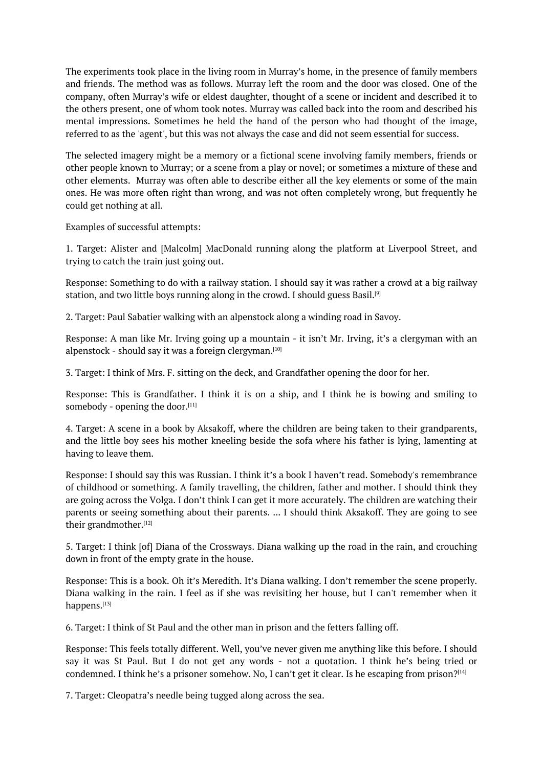The experiments took place in the living room in Murray's home, in the presence of family members and friends. The method was as follows. Murray left the room and the door was closed. One of the company, often Murray's wife or eldest daughter, thought of a scene or incident and described it to the others present, one of whom took notes. Murray was called back into the room and described his mental impressions. Sometimes he held the hand of the person who had thought of the image, referred to as the 'agent', but this was not always the case and did not seem essential for success.

The selected imagery might be a memory or a fictional scene involving family members, friends or other people known to Murray; or a scene from a play or novel; or sometimes a mixture of these and other elements.  Murray was often able to describe either all the key elements or some of the main ones. He was more often right than wrong, and was not often completely wrong, but frequently he could get nothing at all.

Examples of successful attempts:

1. Target: Alister and [Malcolm] MacDonald running along the platform at Liverpool Street, and trying to catch the train just going out.

Response: Something to do with a railway station. I should say it was rather a crowd at a big railway station, and two little boys running along in the crowd. I should guess Basil.[9]

2. Target: Paul Sabatier walking with an alpenstock along a winding road in Savoy.

Response: A man like Mr. Irving going up a mountain - it isn't Mr. Irving, it's a clergyman with an alpenstock - should say it was a foreign clergyman.[10]

3. Target: I think of Mrs. F. sitting on the deck, and Grandfather opening the door for her.

Response: This is Grandfather. I think it is on a ship, and I think he is bowing and smiling to somebody - opening the door.[11]

4. Target: A scene in a book by Aksakoff, where the children are being taken to their grandparents, and the little boy sees his mother kneeling beside the sofa where his father is lying, lamenting at having to leave them.

Response: I should say this was Russian. I think it's a book I haven't read. Somebody's remembrance of childhood or something. A family travelling, the children, father and mother. I should think they are going across the Volga. I don't think I can get it more accurately. The children are watching their parents or seeing something about their parents. ... I should think Aksakoff. They are going to see their grandmother.[12]

5. Target: I think [of] Diana of the Crossways. Diana walking up the road in the rain, and crouching down in front of the empty grate in the house.

Response: This is a book. Oh it's Meredith. It's Diana walking. I don't remember the scene properly. Diana walking in the rain. I feel as if she was revisiting her house, but I can't remember when it happens.[13]

6. Target: I think of St Paul and the other man in prison and the fetters falling off.

Response: This feels totally different. Well, you've never given me anything like this before. I should say it was St Paul. But I do not get any words - not a quotation. I think he's being tried or condemned. I think he's a prisoner somehow. No, I can't get it clear. Is he escaping from prison?[14]

7. Target: Cleopatra's needle being tugged along across the sea.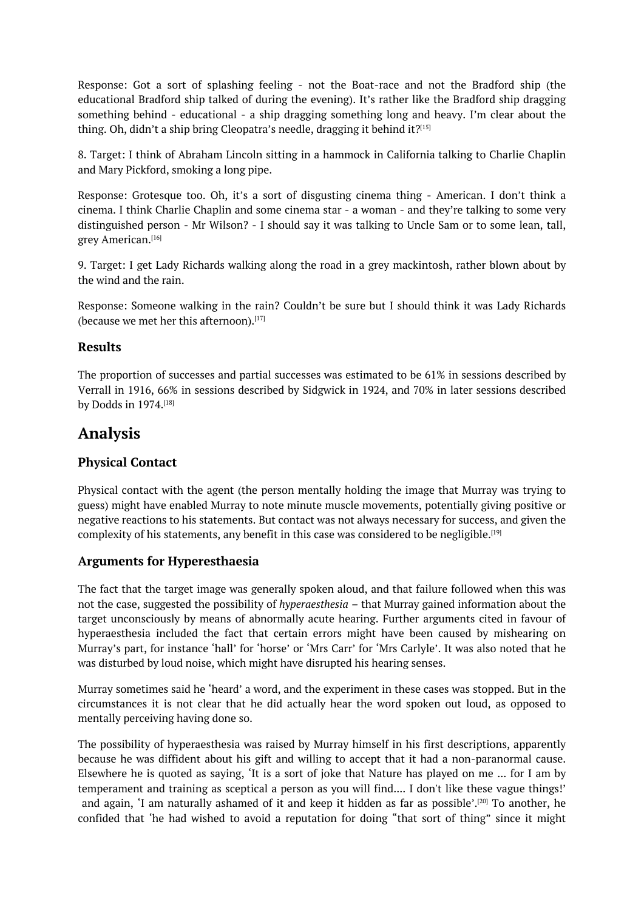Response: Got a sort of splashing feeling - not the Boat-race and not the Bradford ship (the educational Bradford ship talked of during the evening). It's rather like the Bradford ship dragging something behind - educational - a ship dragging something long and heavy. I'm clear about the thing. Oh, didn't a ship bring Cleopatra's needle, dragging it behind it?[15]

8. Target: I think of Abraham Lincoln sitting in a hammock in California talking to Charlie Chaplin and Mary Pickford, smoking a long pipe.

Response: Grotesque too. Oh, it's a sort of disgusting cinema thing - American. I don't think a cinema. I think Charlie Chaplin and some cinema star - a woman - and they're talking to some very distinguished person - Mr Wilson? - I should say it was talking to Uncle Sam or to some lean, tall, grey American.[16]

9. Target: I get Lady Richards walking along the road in a grey mackintosh, rather blown about by the wind and the rain.

Response: Someone walking in the rain? Couldn't be sure but I should think it was Lady Richards (because we met her this afternoon).[17]

### Results

The proportion of successes and partial successes was estimated to be 61% in sessions described by Verrall in 1916, 66% in sessions described by Sidgwick in 1924, and 70% in later sessions described by Dodds in 1974.[18]

## Analysis

### Physical Contact

Physical contact with the agent (the person mentally holding the image that Murray was trying to guess) might have enabled Murray to note minute muscle movements, potentially giving positive or negative reactions to his statements. But contact was not always necessary for success, and given the complexity of his statements, any benefit in this case was considered to be negligible.[19]

### Arguments for Hyperesthaesia

The fact that the target image was generally spoken aloud, and that failure followed when this was not the case, suggested the possibility of *hyperaesthesia* – that Murray gained information about the target unconsciously by means of abnormally acute hearing. Further arguments cited in favour of hyperaesthesia included the fact that certain errors might have been caused by mishearing on Murray's part, for instance 'hall' for 'horse' or 'Mrs Carr' for 'Mrs Carlyle'. It was also noted that he was disturbed by loud noise, which might have disrupted his hearing senses.

Murray sometimes said he 'heard' a word, and the experiment in these cases was stopped. But in the circumstances it is not clear that he did actually hear the word spoken out loud, as opposed to mentally perceiving having done so.

The possibility of hyperaesthesia was raised by Murray himself in his first descriptions, apparently because he was diffident about his gift and willing to accept that it had a non-paranormal cause. Elsewhere he is quoted as saying, 'It is a sort of joke that Nature has played on me ... for I am by temperament and training as sceptical a person as you will find.... I don't like these vague things!' and again, 'I am naturally ashamed of it and keep it hidden as far as possible'.[20] To another, he confided that 'he had wished to avoid a reputation for doing "that sort of thing" since it might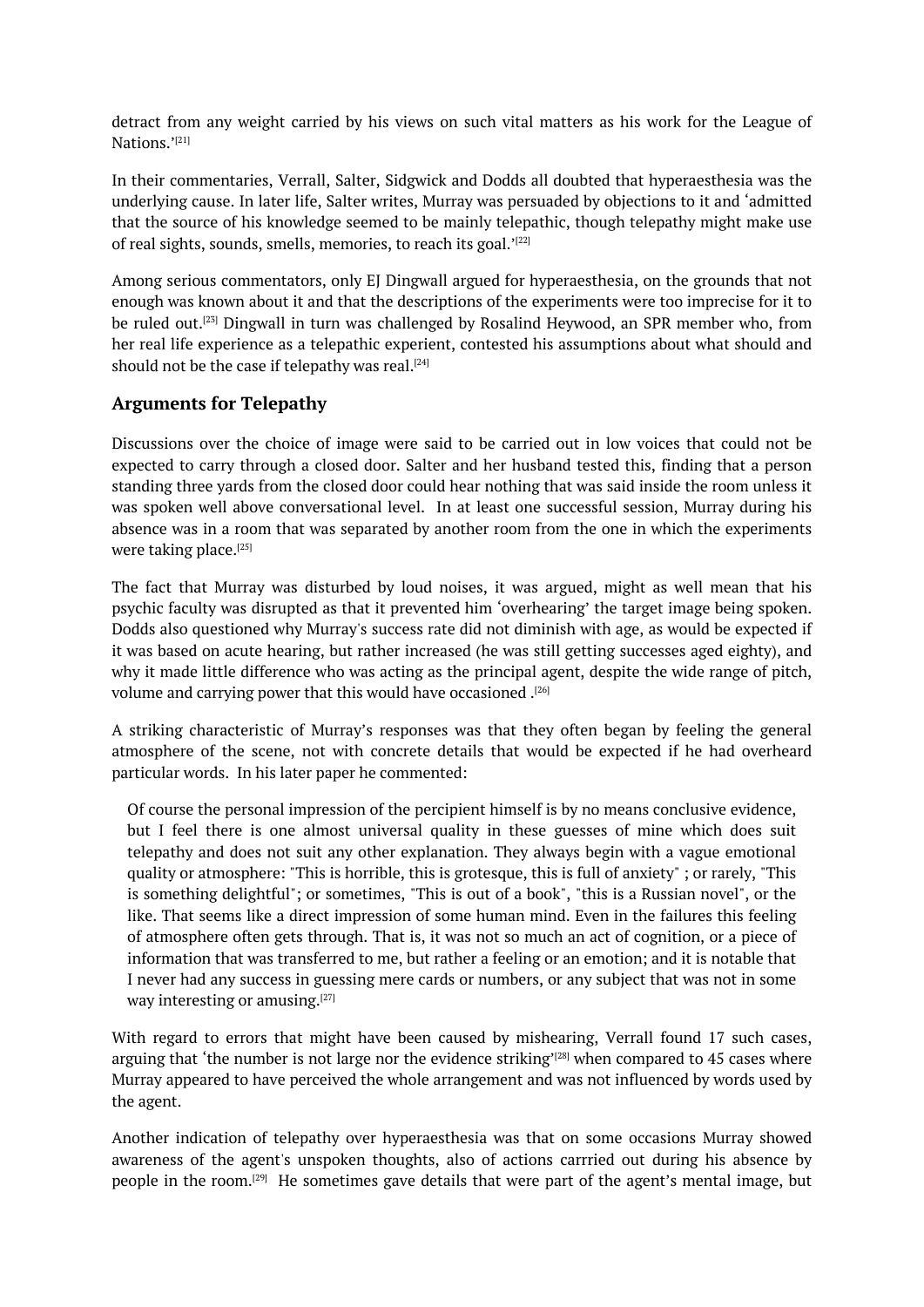detract from any weight carried by his views on such vital matters as his work for the League of Nations.'[21]

In their commentaries, Verrall, Salter, Sidgwick and Dodds all doubted that hyperaesthesia was the underlying cause. In later life, Salter writes, Murray was persuaded by objections to it and 'admitted that the source of his knowledge seemed to be mainly telepathic, though telepathy might make use of real sights, sounds, smells, memories, to reach its goal.'[22]

Among serious commentators, only EJ Dingwall argued for hyperaesthesia, on the grounds that not enough was known about it and that the descriptions of the experiments were too imprecise for it to be ruled out.[23] Dingwall in turn was challenged by Rosalind Heywood, an SPR member who, from her real life experience as a telepathic experient, contested his assumptions about what should and should not be the case if telepathy was real.[24]

## Arguments for Telepathy

Discussions over the choice of image were said to be carried out in low voices that could not be expected to carry through a closed door. Salter and her husband tested this, finding that a person standing three yards from the closed door could hear nothing that was said inside the room unless it was spoken well above conversational level. In at least one successful session, Murray during his absence was in a room that was separated by another room from the one in which the experiments were taking place.[25]

The fact that Murray was disturbed by loud noises, it was argued, might as well mean that his psychic faculty was disrupted as that it prevented him 'overhearing' the target image being spoken. Dodds also questioned why Murray's success rate did not diminish with age, as would be expected if it was based on acute hearing, but rather increased (he was still getting successes aged eighty), and why it made little difference who was acting as the principal agent, despite the wide range of pitch, volume and carrying power that this would have occasioned .[26]

A striking characteristic of Murray's responses was that they often began by feeling the general atmosphere of the scene, not with concrete details that would be expected if he had overheard particular words. In his later paper he commented:

> Of course the personal impression of the percipient himself is by no means conclusive evidence, but I feel there is one almost universal quality in these guesses of mine which does suit telepathy and does not suit any other explanation. They always begin with a vague emotional quality or atmosphere: "This is horrible, this is grotesque, this is full of anxiety" ; or rarely, "This is something delightful"; or sometimes, "This is out of a book", "this is a Russian novel", or the like. That seems like a direct impression of some human mind. Even in the failures this feeling of atmosphere often gets through. That is, it was not so much an act of cognition, or a piece of information that was transferred to me, but rather a feeling or an emotion; and it is notable that I never had any success in guessing mere cards or numbers, or any subject that was not in some way interesting or amusing.[27]

With regard to errors that might have been caused by mishearing, Verrall found 17 such cases, arguing that 'the number is not large nor the evidence striking'[28] when compared to 45 cases where Murray appeared to have perceived the whole arrangement and was not influenced by words used by the agent.

Another indication of telepathy over hyperaesthesia was that on some occasions Murray showed awareness of the agent's unspoken thoughts, also of actions carrried out during his absence by people in the room.[29] He sometimes gave details that were part of the agent's mental image, but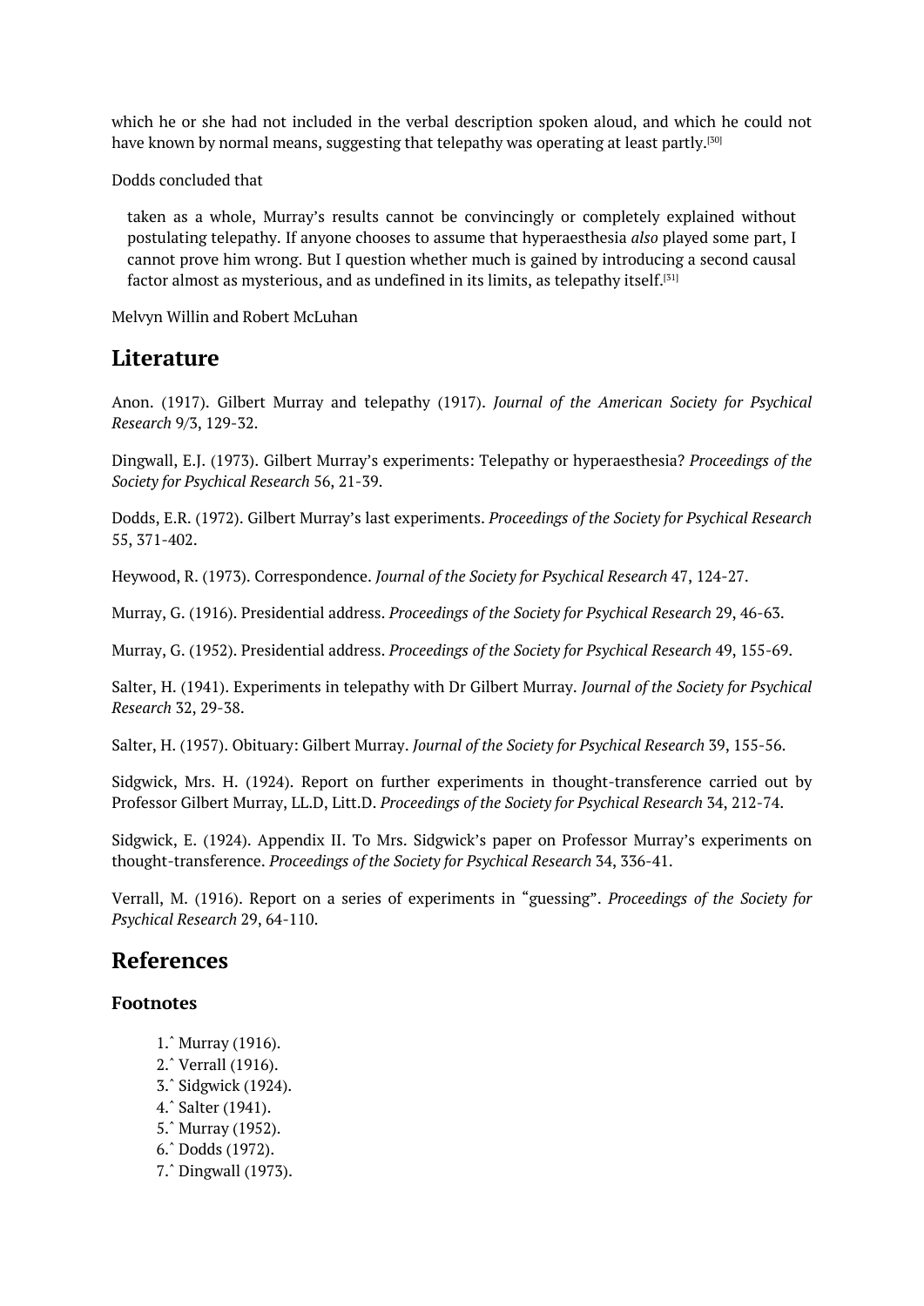which he or she had not included in the verbal description spoken aloud, and which he could not have known by normal means, suggesting that telepathy was operating at least partly.[30]

Dodds concluded that

> taken as a whole, Murray's results cannot be convincingly or completely explained without postulating telepathy. If anyone chooses to assume that hyperaesthesia *also* played some part, I cannot prove him wrong. But I question whether much is gained by introducing a second causal factor almost as mysterious, and as undefined in its limits, as telepathy itself.[31]

Melvyn Willin and Robert McLuhan

## Literature

Anon. (1917). Gilbert Murray and telepathy (1917). *Journal of the American Society for Psychical Research* 9/3, 129-32.

Dingwall, E.J. (1973). Gilbert Murray's experiments: Telepathy or hyperaesthesia? *Proceedings of the Society for Psychical Research* 56, 21-39.

Dodds, E.R. (1972). Gilbert Murray's last experiments. *Proceedings of the Society for Psychical Research* 55, 371-402.

Heywood, R. (1973). Correspondence. *Journal of the Society for Psychical Research* 47, 124-27.

Murray, G. (1916). Presidential address. *Proceedings of the Society for Psychical Research* 29, 46-63.

Murray, G. (1952). Presidential address. *Proceedings of the Society for Psychical Research* 49, 155-69.

Salter, H. (1941). Experiments in telepathy with Dr Gilbert Murray. *Journal of the Society for Psychical Research* 32, 29-38.

Salter, H. (1957). Obituary: Gilbert Murray. *Journal of the Society for Psychical Research* 39, 155-56.

Sidgwick, Mrs. H. (1924). Report on further experiments in thought-transference carried out by Professor Gilbert Murray, LL.D, Litt.D. *Proceedings of the Society for Psychical Research* 34, 212-74.

Sidgwick, E. (1924). Appendix II. To Mrs. Sidgwick's paper on Professor Murray's experiments on thought-transference. *Proceedings of the Society for Psychical Research* 34, 336-41.

Verrall, M. (1916). Report on a series of experiments in "guessing". *Proceedings of the Society for Psychical Research* 29, 64-110.

## References

### Footnotes

1. ^ Murray (1916).
2. ^ Verrall (1916).
3. ^ Sidgwick (1924).
4. ^ Salter (1941).
5. ^ Murray (1952).
6. ^ Dodds (1972).
7. ^ Dingwall (1973).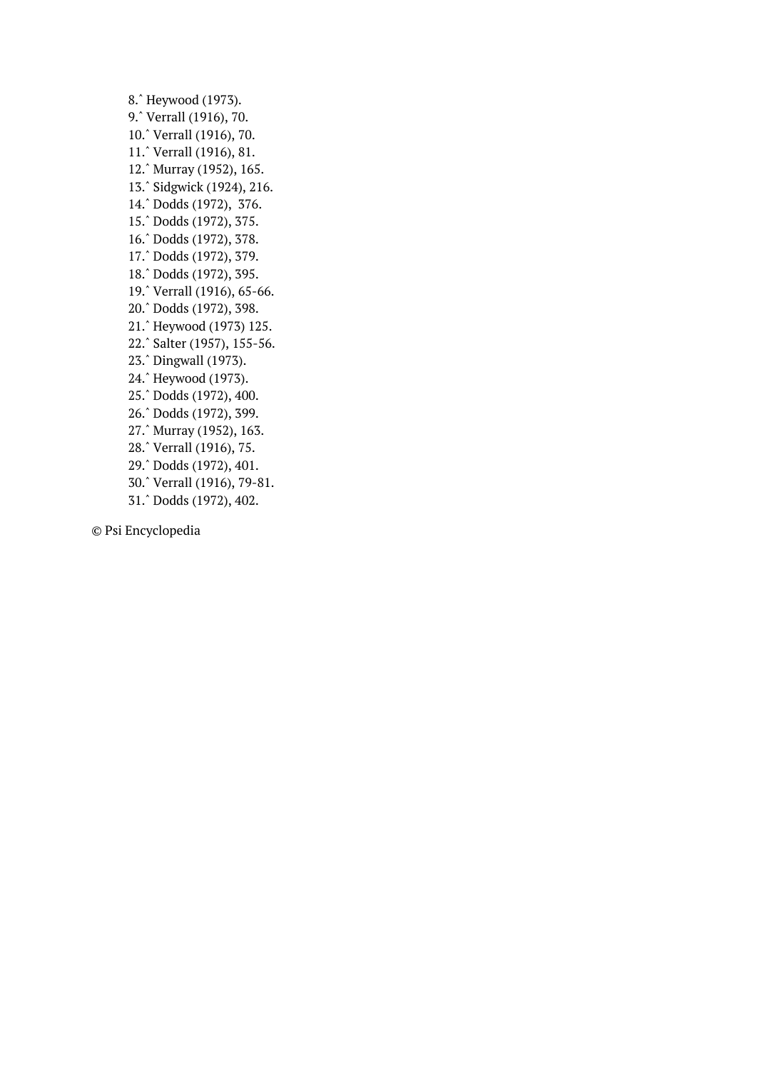8. ^ Heywood (1973).
9. ^ Verrall (1916), 70.
10. ^ Verrall (1916), 70.
11. ^ Verrall (1916), 81.
12. ^ Murray (1952), 165.
13. ^ Sidgwick (1924), 216.
14. ^ Dodds (1972), 376.
15. ^ Dodds (1972), 375.
16. ^ Dodds (1972), 378.
17. ^ Dodds (1972), 379.
18. ^ Dodds (1972), 395.
19. ^ Verrall (1916), 65-66.
20. ^ Dodds (1972), 398.
21. ^ Heywood (1973) 125.
22. ^ Salter (1957), 155-56.
23. ^ Dingwall (1973).
24. ^ Heywood (1973).
25. ^ Dodds (1972), 400.
26. ^ Dodds (1972), 399.
27. ^ Murray (1952), 163.
28. ^ Verrall (1916), 75.
29. ^ Dodds (1972), 401.
30. ^ Verrall (1916), 79-81.
31. ^ Dodds (1972), 402.

© Psi Encyclopedia